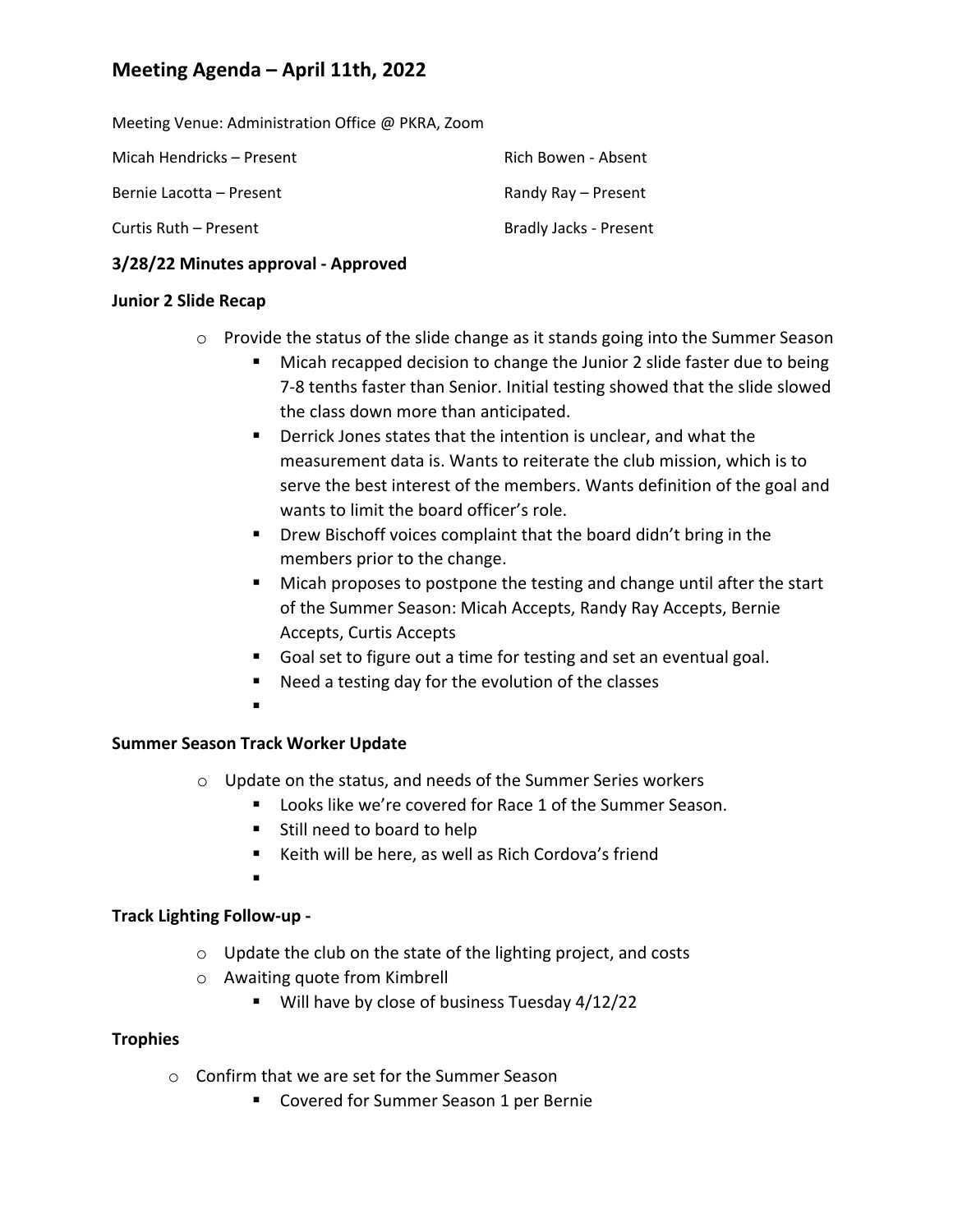# Meeting Agenda – April 11th, 2022

Meeting Venue: Administration Office @ PKRA, Zoom

Micah Hendricks – Present

Bernie Lacotta – Present

Curtis Ruth – Present

Rich Bowen - Absent

Randy Ray – Present

Bradly Jacks - Present

**3/28/22 Minutes approval - Approved**

**Junior 2 Slide Recap**

- Provide the status of the slide change as it stands going into the Summer Season
  - Micah recapped decision to change the Junior 2 slide faster due to being 7-8 tenths faster than Senior. Initial testing showed that the slide slowed the class down more than anticipated.
  - Derrick Jones states that the intention is unclear, and what the measurement data is. Wants to reiterate the club mission, which is to serve the best interest of the members. Wants definition of the goal and wants to limit the board officer's role.
  - Drew Bischoff voices complaint that the board didn't bring in the members prior to the change.
  - Micah proposes to postpone the testing and change until after the start of the Summer Season: Micah Accepts, Randy Ray Accepts, Bernie Accepts, Curtis Accepts
  - Goal set to figure out a time for testing and set an eventual goal.
  - Need a testing day for the evolution of the classes

**Summer Season Track Worker Update**

- Update on the status, and needs of the Summer Series workers
  - Looks like we're covered for Race 1 of the Summer Season.
  - Still need to board to help
  - Keith will be here, as well as Rich Cordova's friend

**Track Lighting Follow-up -**

- Update the club on the state of the lighting project, and costs
- Awaiting quote from Kimbrell
  - Will have by close of business Tuesday 4/12/22

**Trophies**

- Confirm that we are set for the Summer Season
  - Covered for Summer Season 1 per Bernie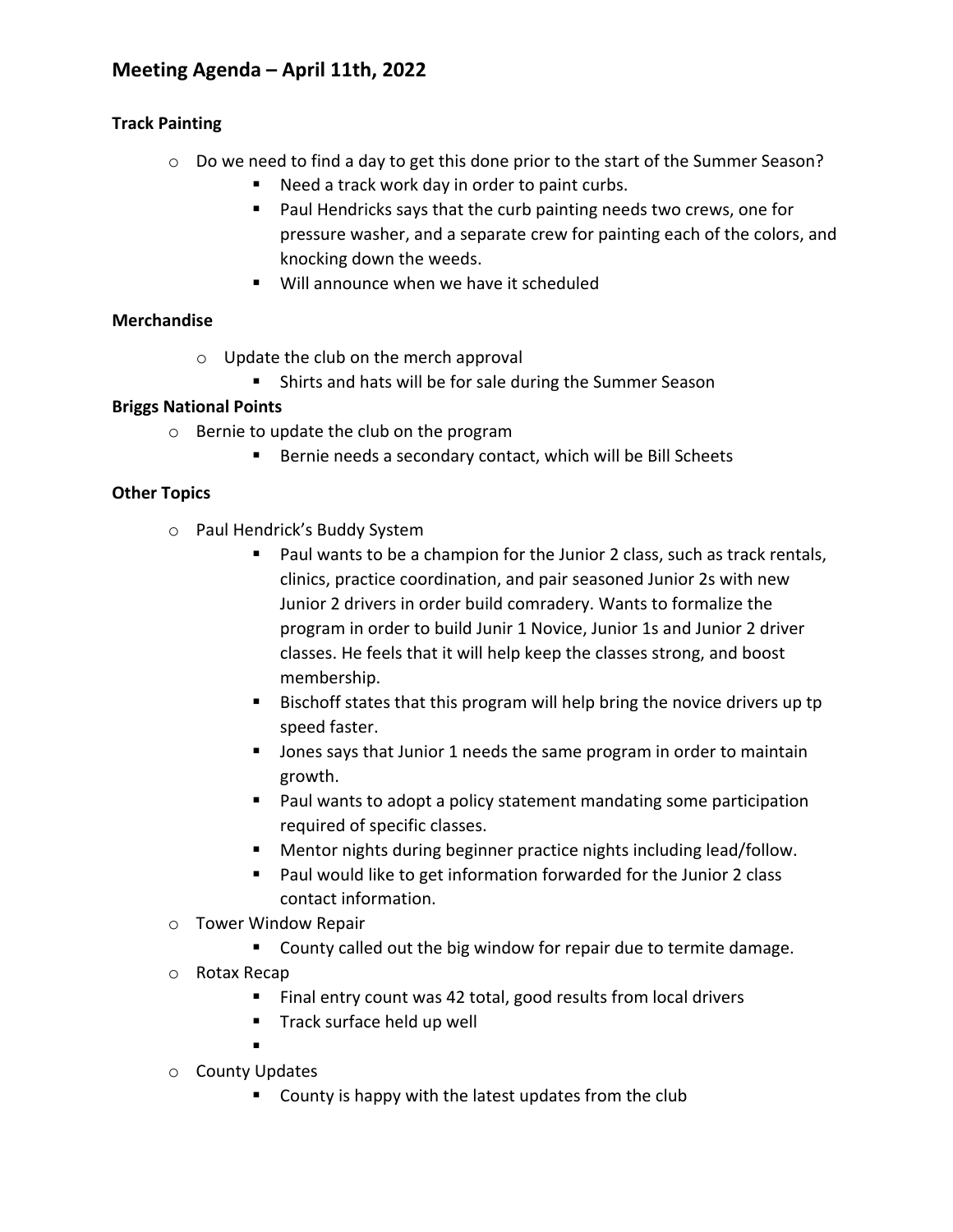# Meeting Agenda – April 11th, 2022

### Track Painting

- Do we need to find a day to get this done prior to the start of the Summer Season?
  - Need a track work day in order to paint curbs.
  - Paul Hendricks says that the curb painting needs two crews, one for pressure washer, and a separate crew for painting each of the colors, and knocking down the weeds.
  - Will announce when we have it scheduled

### Merchandise

- Update the club on the merch approval
  - Shirts and hats will be for sale during the Summer Season

### Briggs National Points

- Bernie to update the club on the program
  - Bernie needs a secondary contact, which will be Bill Scheets

### Other Topics

- Paul Hendrick's Buddy System
  - Paul wants to be a champion for the Junior 2 class, such as track rentals, clinics, practice coordination, and pair seasoned Junior 2s with new Junior 2 drivers in order build comradery. Wants to formalize the program in order to build Junir 1 Novice, Junior 1s and Junior 2 driver classes. He feels that it will help keep the classes strong, and boost membership.
  - Bischoff states that this program will help bring the novice drivers up tp speed faster.
  - Jones says that Junior 1 needs the same program in order to maintain growth.
  - Paul wants to adopt a policy statement mandating some participation required of specific classes.
  - Mentor nights during beginner practice nights including lead/follow.
  - Paul would like to get information forwarded for the Junior 2 class contact information.
- Tower Window Repair
  - County called out the big window for repair due to termite damage.
- Rotax Recap
  - Final entry count was 42 total, good results from local drivers
  - Track surface held up well
  - 
- County Updates
  - County is happy with the latest updates from the club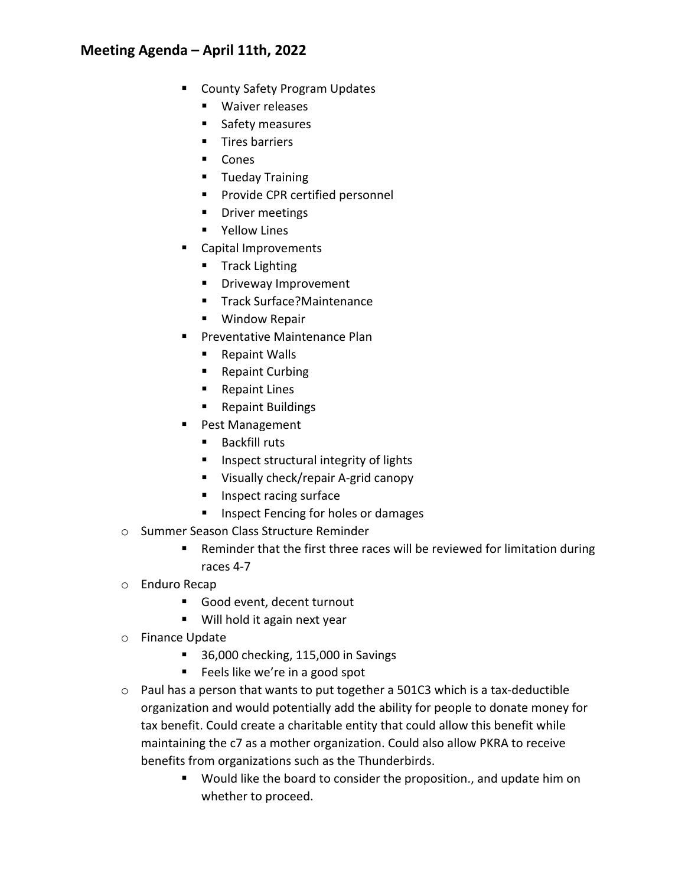## Meeting Agenda – April 11th, 2022

- County Safety Program Updates
  - Waiver releases
  - Safety measures
  - Tires barriers
  - Cones
  - Tueday Training
  - Provide CPR certified personnel
  - Driver meetings
  - Yellow Lines
- Capital Improvements
  - Track Lighting
  - Driveway Improvement
  - Track Surface?Maintenance
  - Window Repair
- Preventative Maintenance Plan
  - Repaint Walls
  - Repaint Curbing
  - Repaint Lines
  - Repaint Buildings
- Pest Management
  - Backfill ruts
  - Inspect structural integrity of lights
  - Visually check/repair A-grid canopy
  - Inspect racing surface
  - Inspect Fencing for holes or damages

- Summer Season Class Structure Reminder
  - Reminder that the first three races will be reviewed for limitation during races 4-7
- Enduro Recap
  - Good event, decent turnout
  - Will hold it again next year
- Finance Update
  - 36,000 checking, 115,000 in Savings
  - Feels like we're in a good spot
- Paul has a person that wants to put together a 501C3 which is a tax-deductible organization and would potentially add the ability for people to donate money for tax benefit. Could create a charitable entity that could allow this benefit while maintaining the c7 as a mother organization. Could also allow PKRA to receive benefits from organizations such as the Thunderbirds.
  - Would like the board to consider the proposition., and update him on whether to proceed.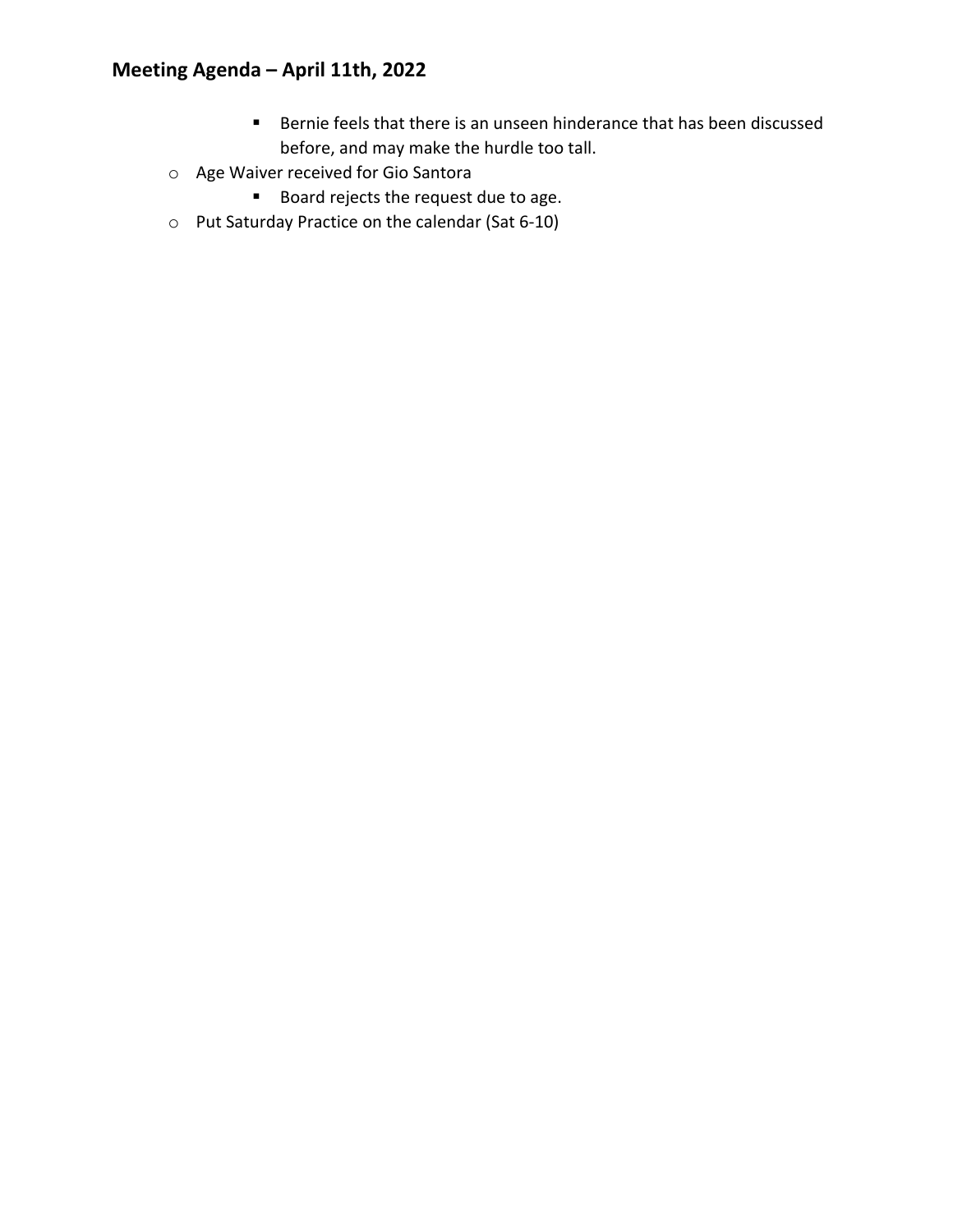- Bernie feels that there is an unseen hinderance that has been discussed before, and may make the hurdle too tall.
  - Age Waiver received for Gio Santora
    - Board rejects the request due to age.
  - Put Saturday Practice on the calendar (Sat 6-10)